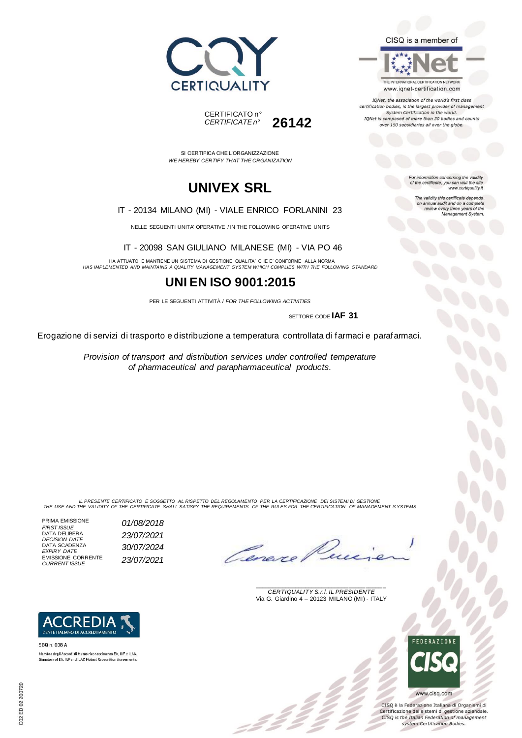CERTIQUALITY

CERTIFICATO n°
*CERTIFICATE n°* **26142**

CISQ is a member of

IQNet
THE INTERNATIONAL CERTIFICATION NETWORK
www.iqnet-certification.com

*IQNet, the association of the world's first class certification bodies, is the largest provider of management System Certification in the world. IQNet is composed of more than 30 bodies and counts over 150 subsidiaries all over the globe.*

*For information concerning the validity of the certificate, you can visit the site www.certiquality.it*

*The validity this certificate depends on annual audit and on a complete review every three years of the Management System.*

SI CERTIFICA CHE L'ORGANIZZAZIONE
*WE HEREBY CERTIFY THAT THE ORGANIZATION*

# UNIVEX SRL

IT - 20134 MILANO (MI) - VIALE ENRICO FORLANINI 23

NELLE SEGUENTI UNITA' OPERATIVE / IN THE FOLLOWING OPERATIVE UNITS

IT - 20098 SAN GIULIANO MILANESE (MI) - VIA PO 46

HA ATTUATO E MANTIENE UN SISTEMA DI GESTIONE QUALITA' CHE E' CONFORME ALLA NORMA
*HAS IMPLEMENTED AND MAINTAINS A QUALITY MANAGEMENT SYSTEM WHICH COMPLIES WITH THE FOLLOWING STANDARD*

## UNI EN ISO 9001:2015

PER LE SEGUENTI ATTIVITÀ / *FOR THE FOLLOWING ACTIVITIES*

SETTORE CODE **IAF 31**

Erogazione di servizi di trasporto e distribuzione a temperatura controllata di farmaci e parafarmaci.

*Provision of transport and distribution services under controlled temperature of pharmaceutical and parapharmaceutical products.*

*IL PRESENTE CERTIFICATO È SOGGETTO AL RISPETTO DEL REGOLAMENTO PER LA CERTIFICAZIONE DEI SISTEMI DI GESTIONE*
*THE USE AND THE VALIDITY OF THE CERTIFICATE SHALL SATISFY THE REQUIREMENTS OF THE RULES FOR THE CERTIFICATION OF MANAGEMENT SYSTEMS*

| | |
|---|---|
| PRIMA EMISSIONE *FIRST ISSUE* | *01/08/2018* |
| DATA DELIBERA *DECISION DATE* | *23/07/2021* |
| DATA SCADENZA *EXPIRY DATE* | *30/07/2024* |
| EMISSIONE CORRENTE *CURRENT ISSUE* | *23/07/2021* |

*CERTIQUALITY S.r.l. IL PRESIDENTE*
Via G. Giardino 4 – 20123 MILANO (MI) - ITALY

ACCREDIA
L'ENTE ITALIANO DI ACCREDITAMENTO

SGQ n. 008 A

Membro degli Accordi di Mutuo riconoscimento EA, IAF e ILAC.
Signatory of EA, IAF and ILAC Mutual Recognition Agreements.

FEDERAZIONE CISQ

www.cisq.com

CISQ è la Federazione Italiana di Organismi di Certificazione dei sistemi di gestione aziendale.
*CISQ is the Italian Federation of management system Certification Bodies.*

C02 ED 02 200720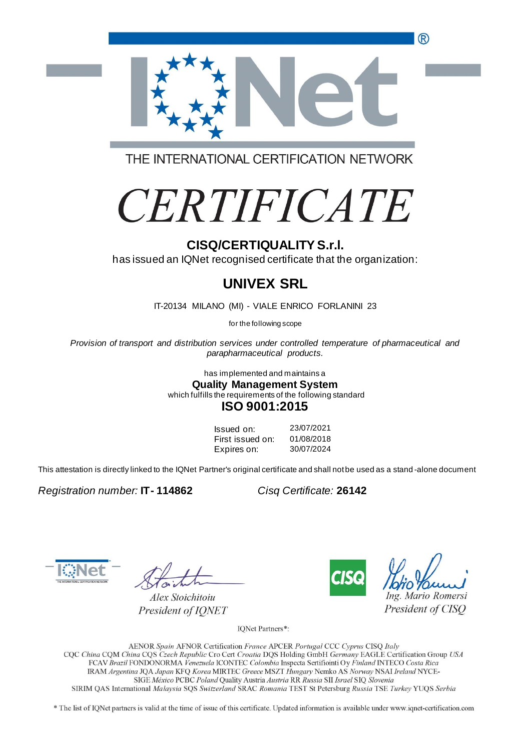THE INTERNATIONAL CERTIFICATION NETWORK

# CERTIFICATE

## CISQ/CERTIQUALITY S.r.l.

has issued an IQNet recognised certificate that the organization:

## UNIVEX SRL

IT-20134 MILANO (MI) - VIALE ENRICO FORLANINI 23

for the following scope

*Provision of transport and distribution services under controlled temperature of pharmaceutical and parapharmaceutical products.*

has implemented and maintains a

**Quality Management System**

which fulfills the requirements of the following standard

## ISO 9001:2015

| | |
|---|---|
| Issued on: | 23/07/2021 |
| First issued on: | 01/08/2018 |
| Expires on: | 30/07/2024 |

This attestation is directly linked to the IQNet Partner's original certificate and shall not be used as a stand-alone document

*Registration number:* **IT- 114862** *Cisq Certificate:* **26142**

*Alex Stoichitoiu*
*President of IQNET*

*Ing. Mario Romersi*
*President of CISQ*

IQNet Partners*:

AENOR *Spain* AFNOR Certification *France* APCER *Portugal* CCC *Cyprus* CISQ *Italy*
CQC *China* CQM *China* CQS *Czech Republic* Cro Cert *Croatia* DQS Holding GmbH *Germany* EAGLE Certification Group *USA*
FCAV *Brazil* FONDONORMA *Venezuela* ICONTEC *Colombia* Inspecta Sertifiointi Oy *Finland* INTECO *Costa Rica*
IRAM *Argentina* JQA *Japan* KFQ *Korea* MIRTEC *Greece* MSZT *Hungary* Nemko AS *Norway* NSAI *Ireland* NYCE-SIGE *México* PCBC *Poland* Quality Austria *Austria* RR *Russia* SII *Israel* SIQ *Slovenia*
SIRIM QAS International *Malaysia* SQS *Switzerland* SRAC *Romania* TEST St Petersburg *Russia* TSE *Turkey* YUQS *Serbia*

\* The list of IQNet partners is valid at the time of issue of this certificate. Updated information is available under www.iqnet-certification.com